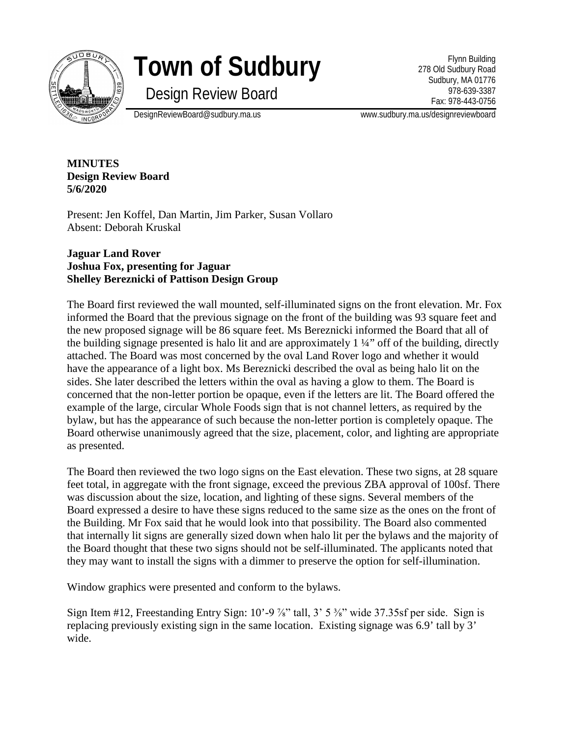# Town of Sudbury

Design Review Board

Flynn Building
278 Old Sudbury Road
Sudbury, MA 01776
978-639-3387
Fax: 978-443-0756

DesignReviewBoard@sudbury.ma.us www.sudbury.ma.us/designreviewboard

**MINUTES**
**Design Review Board**
**5/6/2020**

Present: Jen Koffel, Dan Martin, Jim Parker, Susan Vollaro
Absent: Deborah Kruskal

**Jaguar Land Rover**
**Joshua Fox, presenting for Jaguar**
**Shelley Bereznicki of Pattison Design Group**

The Board first reviewed the wall mounted, self-illuminated signs on the front elevation. Mr. Fox informed the Board that the previous signage on the front of the building was 93 square feet and the new proposed signage will be 86 square feet. Ms Bereznicki informed the Board that all of the building signage presented is halo lit and are approximately 1 ¼" off of the building, directly attached. The Board was most concerned by the oval Land Rover logo and whether it would have the appearance of a light box. Ms Bereznicki described the oval as being halo lit on the sides. She later described the letters within the oval as having a glow to them. The Board is concerned that the non-letter portion be opaque, even if the letters are lit. The Board offered the example of the large, circular Whole Foods sign that is not channel letters, as required by the bylaw, but has the appearance of such because the non-letter portion is completely opaque. The Board otherwise unanimously agreed that the size, placement, color, and lighting are appropriate as presented.

The Board then reviewed the two logo signs on the East elevation. These two signs, at 28 square feet total, in aggregate with the front signage, exceed the previous ZBA approval of 100sf. There was discussion about the size, location, and lighting of these signs. Several members of the Board expressed a desire to have these signs reduced to the same size as the ones on the front of the Building. Mr Fox said that he would look into that possibility. The Board also commented that internally lit signs are generally sized down when halo lit per the bylaws and the majority of the Board thought that these two signs should not be self-illuminated. The applicants noted that they may want to install the signs with a dimmer to preserve the option for self-illumination.

Window graphics were presented and conform to the bylaws.

Sign Item #12, Freestanding Entry Sign: 10'-9 ⅞" tall, 3' 5 ⅜" wide 37.35sf per side. Sign is replacing previously existing sign in the same location. Existing signage was 6.9' tall by 3' wide.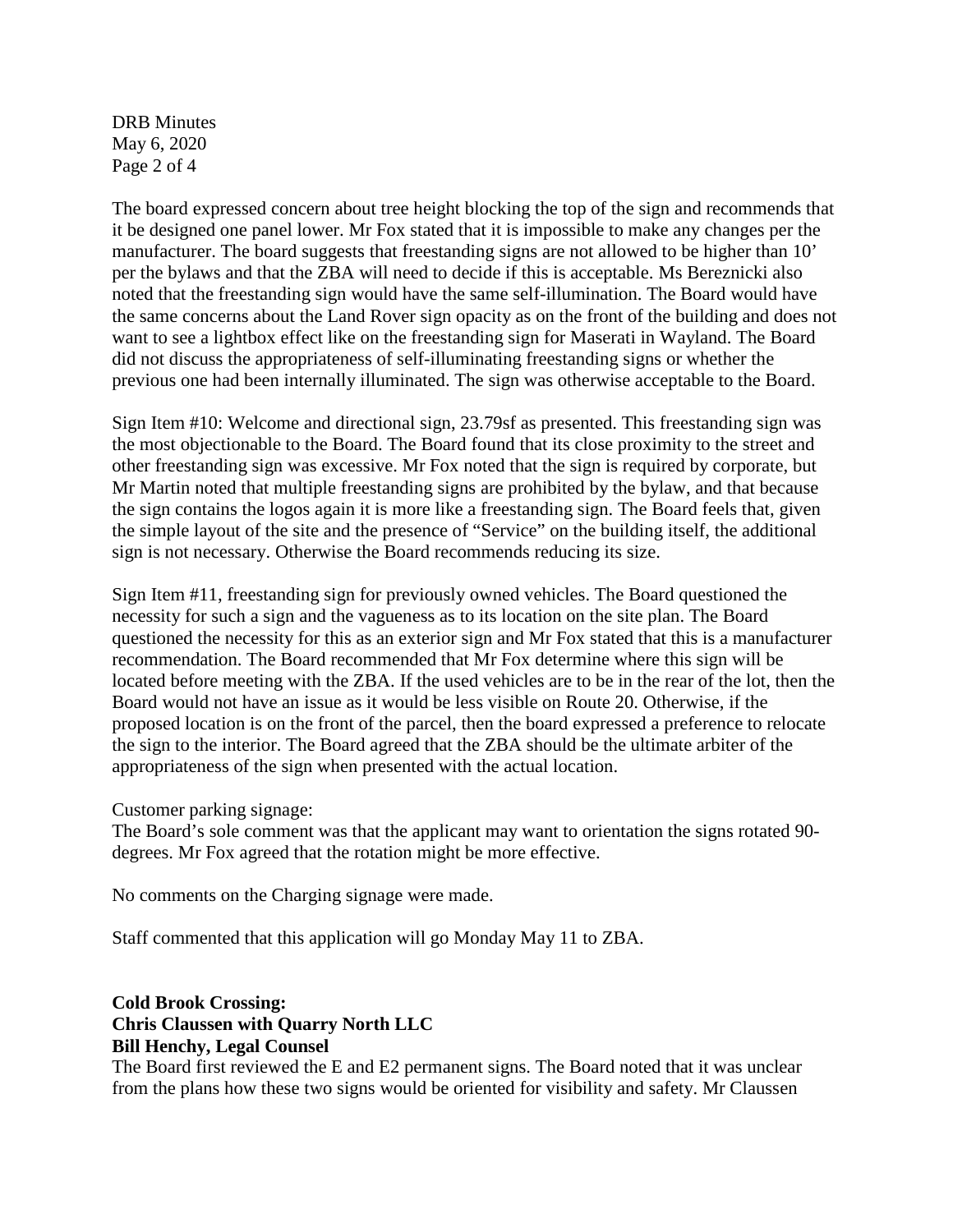The board expressed concern about tree height blocking the top of the sign and recommends that it be designed one panel lower. Mr Fox stated that it is impossible to make any changes per the manufacturer. The board suggests that freestanding signs are not allowed to be higher than 10' per the bylaws and that the ZBA will need to decide if this is acceptable. Ms Bereznicki also noted that the freestanding sign would have the same self-illumination. The Board would have the same concerns about the Land Rover sign opacity as on the front of the building and does not want to see a lightbox effect like on the freestanding sign for Maserati in Wayland. The Board did not discuss the appropriateness of self-illuminating freestanding signs or whether the previous one had been internally illuminated. The sign was otherwise acceptable to the Board.

Sign Item #10: Welcome and directional sign, 23.79sf as presented. This freestanding sign was the most objectionable to the Board. The Board found that its close proximity to the street and other freestanding sign was excessive. Mr Fox noted that the sign is required by corporate, but Mr Martin noted that multiple freestanding signs are prohibited by the bylaw, and that because the sign contains the logos again it is more like a freestanding sign. The Board feels that, given the simple layout of the site and the presence of "Service" on the building itself, the additional sign is not necessary. Otherwise the Board recommends reducing its size.

Sign Item #11, freestanding sign for previously owned vehicles. The Board questioned the necessity for such a sign and the vagueness as to its location on the site plan. The Board questioned the necessity for this as an exterior sign and Mr Fox stated that this is a manufacturer recommendation. The Board recommended that Mr Fox determine where this sign will be located before meeting with the ZBA. If the used vehicles are to be in the rear of the lot, then the Board would not have an issue as it would be less visible on Route 20. Otherwise, if the proposed location is on the front of the parcel, then the board expressed a preference to relocate the sign to the interior. The Board agreed that the ZBA should be the ultimate arbiter of the appropriateness of the sign when presented with the actual location.

Customer parking signage:
The Board's sole comment was that the applicant may want to orientation the signs rotated 90-degrees. Mr Fox agreed that the rotation might be more effective.

No comments on the Charging signage were made.

Staff commented that this application will go Monday May 11 to ZBA.

**Cold Brook Crossing:**
**Chris Claussen with Quarry North LLC**
**Bill Henchy, Legal Counsel**

The Board first reviewed the E and E2 permanent signs. The Board noted that it was unclear from the plans how these two signs would be oriented for visibility and safety. Mr Claussen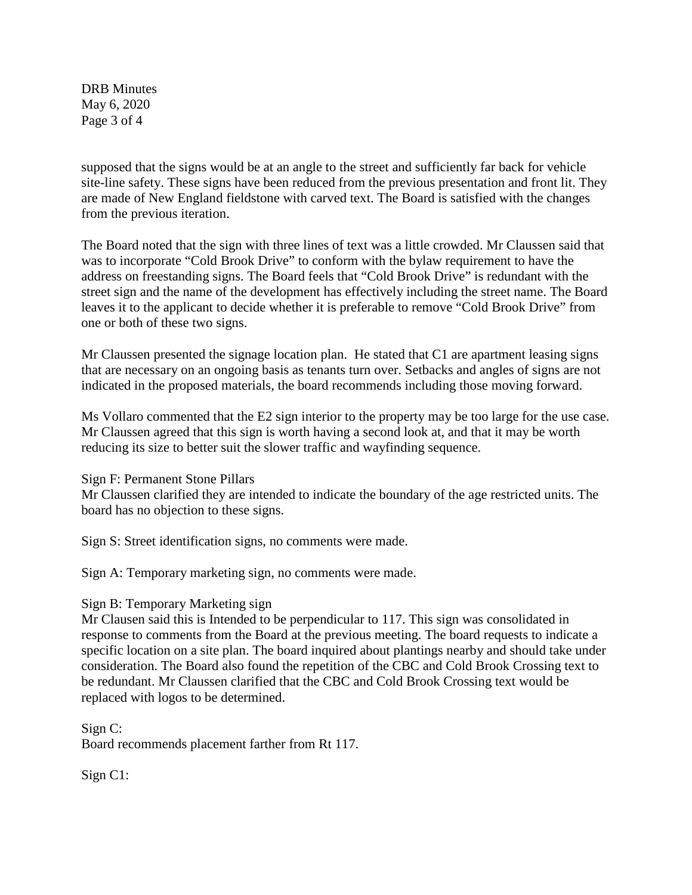supposed that the signs would be at an angle to the street and sufficiently far back for vehicle site-line safety. These signs have been reduced from the previous presentation and front lit. They are made of New England fieldstone with carved text. The Board is satisfied with the changes from the previous iteration.

The Board noted that the sign with three lines of text was a little crowded. Mr Claussen said that was to incorporate "Cold Brook Drive" to conform with the bylaw requirement to have the address on freestanding signs. The Board feels that "Cold Brook Drive" is redundant with the street sign and the name of the development has effectively including the street name. The Board leaves it to the applicant to decide whether it is preferable to remove "Cold Brook Drive" from one or both of these two signs.

Mr Claussen presented the signage location plan. He stated that C1 are apartment leasing signs that are necessary on an ongoing basis as tenants turn over. Setbacks and angles of signs are not indicated in the proposed materials, the board recommends including those moving forward.

Ms Vollaro commented that the E2 sign interior to the property may be too large for the use case. Mr Claussen agreed that this sign is worth having a second look at, and that it may be worth reducing its size to better suit the slower traffic and wayfinding sequence.

Sign F: Permanent Stone Pillars
Mr Claussen clarified they are intended to indicate the boundary of the age restricted units. The board has no objection to these signs.

Sign S: Street identification signs, no comments were made.

Sign A: Temporary marketing sign, no comments were made.

Sign B: Temporary Marketing sign
Mr Clausen said this is Intended to be perpendicular to 117. This sign was consolidated in response to comments from the Board at the previous meeting. The board requests to indicate a specific location on a site plan. The board inquired about plantings nearby and should take under consideration. The Board also found the repetition of the CBC and Cold Brook Crossing text to be redundant. Mr Claussen clarified that the CBC and Cold Brook Crossing text would be replaced with logos to be determined.

Sign C:
Board recommends placement farther from Rt 117.

Sign C1: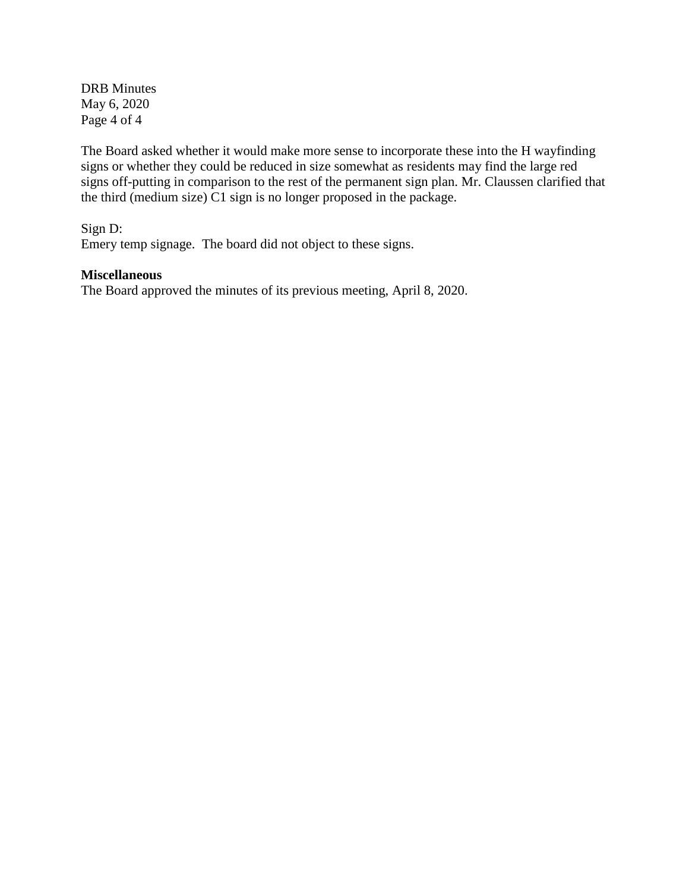The Board asked whether it would make more sense to incorporate these into the H wayfinding signs or whether they could be reduced in size somewhat as residents may find the large red signs off-putting in comparison to the rest of the permanent sign plan. Mr. Claussen clarified that the third (medium size) C1 sign is no longer proposed in the package.

Sign D:
Emery temp signage. The board did not object to these signs.

**Miscellaneous**
The Board approved the minutes of its previous meeting, April 8, 2020.